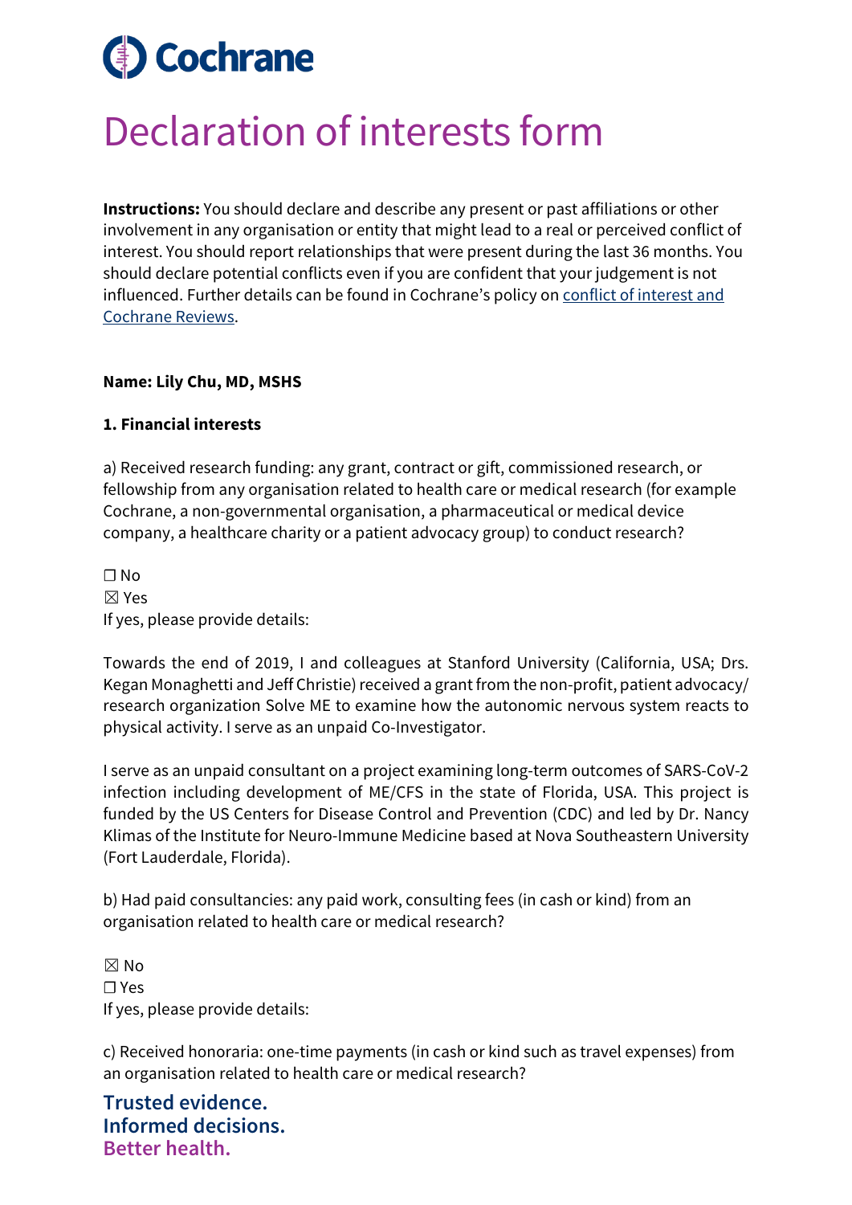Cochrane

# Declaration of interests form

**Instructions:** You should declare and describe any present or past affiliations or other involvement in any organisation or entity that might lead to a real or perceived conflict of interest. You should report relationships that were present during the last 36 months. You should declare potential conflicts even if you are confident that your judgement is not influenced. Further details can be found in Cochrane's policy on conflict of interest and Cochrane Reviews.

**Name: Lily Chu, MD, MSHS**

**1. Financial interests**

a) Received research funding: any grant, contract or gift, commissioned research, or fellowship from any organisation related to health care or medical research (for example Cochrane, a non-governmental organisation, a pharmaceutical or medical device company, a healthcare charity or a patient advocacy group) to conduct research?

☐ No
☒ Yes
If yes, please provide details:

Towards the end of 2019, I and colleagues at Stanford University (California, USA; Drs. Kegan Monaghetti and Jeff Christie) received a grant from the non-profit, patient advocacy/ research organization Solve ME to examine how the autonomic nervous system reacts to physical activity. I serve as an unpaid Co-Investigator.

I serve as an unpaid consultant on a project examining long-term outcomes of SARS-CoV-2 infection including development of ME/CFS in the state of Florida, USA. This project is funded by the US Centers for Disease Control and Prevention (CDC) and led by Dr. Nancy Klimas of the Institute for Neuro-Immune Medicine based at Nova Southeastern University (Fort Lauderdale, Florida).

b) Had paid consultancies: any paid work, consulting fees (in cash or kind) from an organisation related to health care or medical research?

☒ No
☐ Yes
If yes, please provide details:

c) Received honoraria: one-time payments (in cash or kind such as travel expenses) from an organisation related to health care or medical research?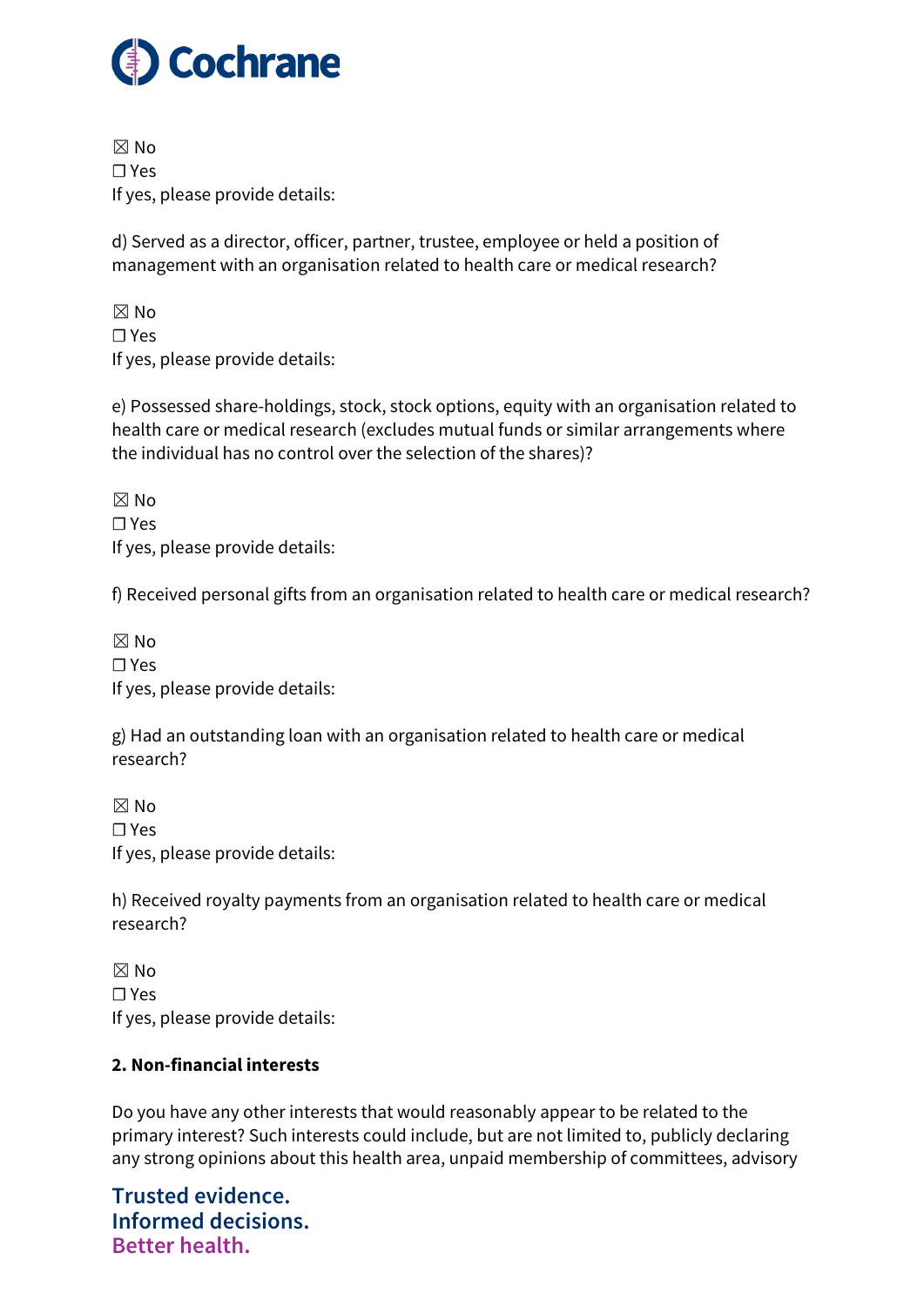☒ No
☐ Yes
If yes, please provide details:

d) Served as a director, officer, partner, trustee, employee or held a position of management with an organisation related to health care or medical research?

☒ No
☐ Yes
If yes, please provide details:

e) Possessed share-holdings, stock, stock options, equity with an organisation related to health care or medical research (excludes mutual funds or similar arrangements where the individual has no control over the selection of the shares)?

☒ No
☐ Yes
If yes, please provide details:

f) Received personal gifts from an organisation related to health care or medical research?

☒ No
☐ Yes
If yes, please provide details:

g) Had an outstanding loan with an organisation related to health care or medical research?

☒ No
☐ Yes
If yes, please provide details:

h) Received royalty payments from an organisation related to health care or medical research?

☒ No
☐ Yes
If yes, please provide details:

**2. Non-financial interests**

Do you have any other interests that would reasonably appear to be related to the primary interest? Such interests could include, but are not limited to, publicly declaring any strong opinions about this health area, unpaid membership of committees, advisory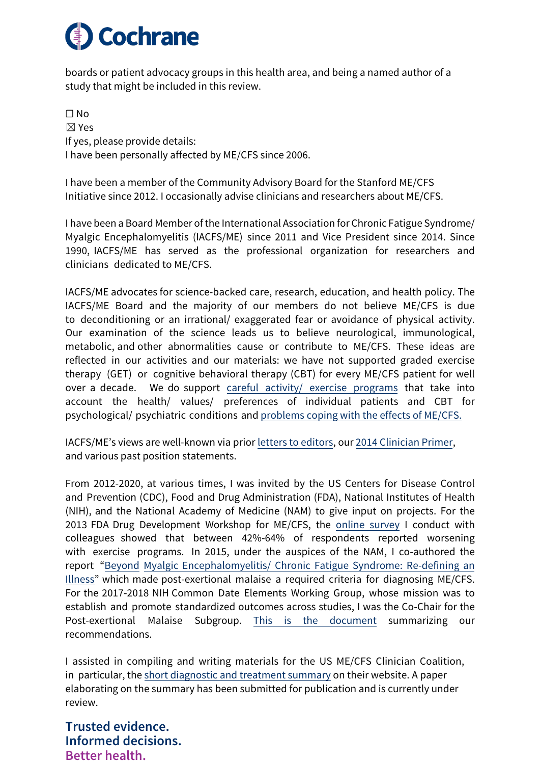boards or patient advocacy groups in this health area, and being a named author of a study that might be included in this review.

☐ No
☒ Yes
If yes, please provide details:
I have been personally affected by ME/CFS since 2006.

I have been a member of the Community Advisory Board for the Stanford ME/CFS Initiative since 2012. I occasionally advise clinicians and researchers about ME/CFS.

I have been a Board Member of the International Association for Chronic Fatigue Syndrome/ Myalgic Encephalomyelitis (IACFS/ME) since 2011 and Vice President since 2014. Since 1990, IACFS/ME has served as the professional organization for researchers and clinicians dedicated to ME/CFS.

IACFS/ME advocates for science-backed care, research, education, and health policy. The IACFS/ME Board and the majority of our members do not believe ME/CFS is due to deconditioning or an irrational/ exaggerated fear or avoidance of physical activity. Our examination of the science leads us to believe neurological, immunological, metabolic, and other abnormalities cause or contribute to ME/CFS. These ideas are reflected in our activities and our materials: we have not supported graded exercise therapy (GET) or cognitive behavioral therapy (CBT) for every ME/CFS patient for well over a decade. We do support careful activity/ exercise programs that take into account the health/ values/ preferences of individual patients and CBT for psychological/ psychiatric conditions and problems coping with the effects of ME/CFS.

IACFS/ME's views are well-known via prior letters to editors, our 2014 Clinician Primer, and various past position statements.

From 2012-2020, at various times, I was invited by the US Centers for Disease Control and Prevention (CDC), Food and Drug Administration (FDA), National Institutes of Health (NIH), and the National Academy of Medicine (NAM) to give input on projects. For the 2013 FDA Drug Development Workshop for ME/CFS, the online survey I conduct with colleagues showed that between 42%-64% of respondents reported worsening with exercise programs. In 2015, under the auspices of the NAM, I co-authored the report "Beyond Myalgic Encephalomyelitis/ Chronic Fatigue Syndrome: Re-defining an Illness" which made post-exertional malaise a required criteria for diagnosing ME/CFS. For the 2017-2018 NIH Common Date Elements Working Group, whose mission was to establish and promote standardized outcomes across studies, I was the Co-Chair for the Post-exertional Malaise Subgroup. This is the document summarizing our recommendations.

I assisted in compiling and writing materials for the US ME/CFS Clinician Coalition, in particular, the short diagnostic and treatment summary on their website. A paper elaborating on the summary has been submitted for publication and is currently under review.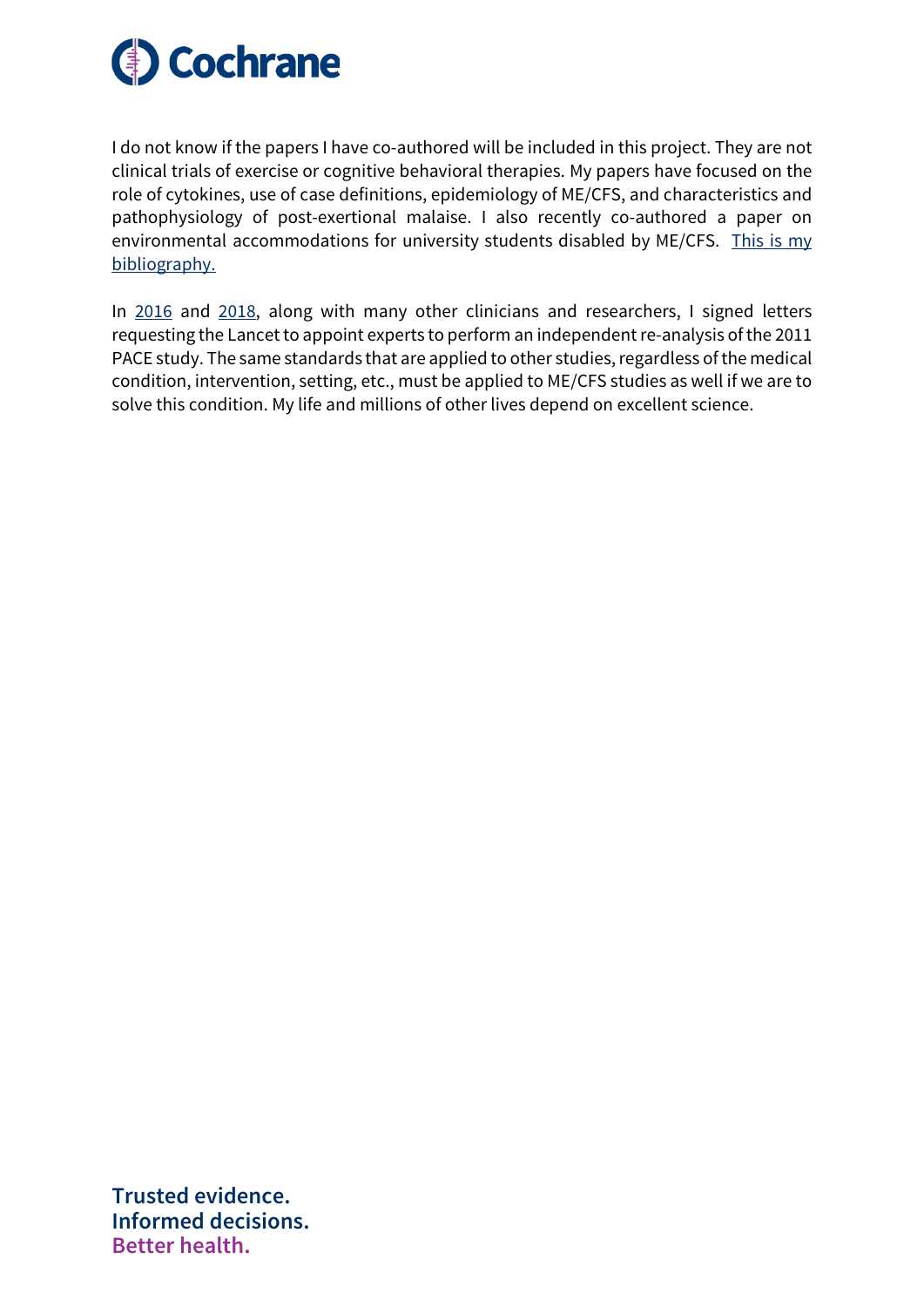I do not know if the papers I have co-authored will be included in this project. They are not clinical trials of exercise or cognitive behavioral therapies. My papers have focused on the role of cytokines, use of case definitions, epidemiology of ME/CFS, and characteristics and pathophysiology of post-exertional malaise. I also recently co-authored a paper on environmental accommodations for university students disabled by ME/CFS. This is my bibliography.

In 2016 and 2018, along with many other clinicians and researchers, I signed letters requesting the Lancet to appoint experts to perform an independent re-analysis of the 2011 PACE study. The same standards that are applied to other studies, regardless of the medical condition, intervention, setting, etc., must be applied to ME/CFS studies as well if we are to solve this condition. My life and millions of other lives depend on excellent science.